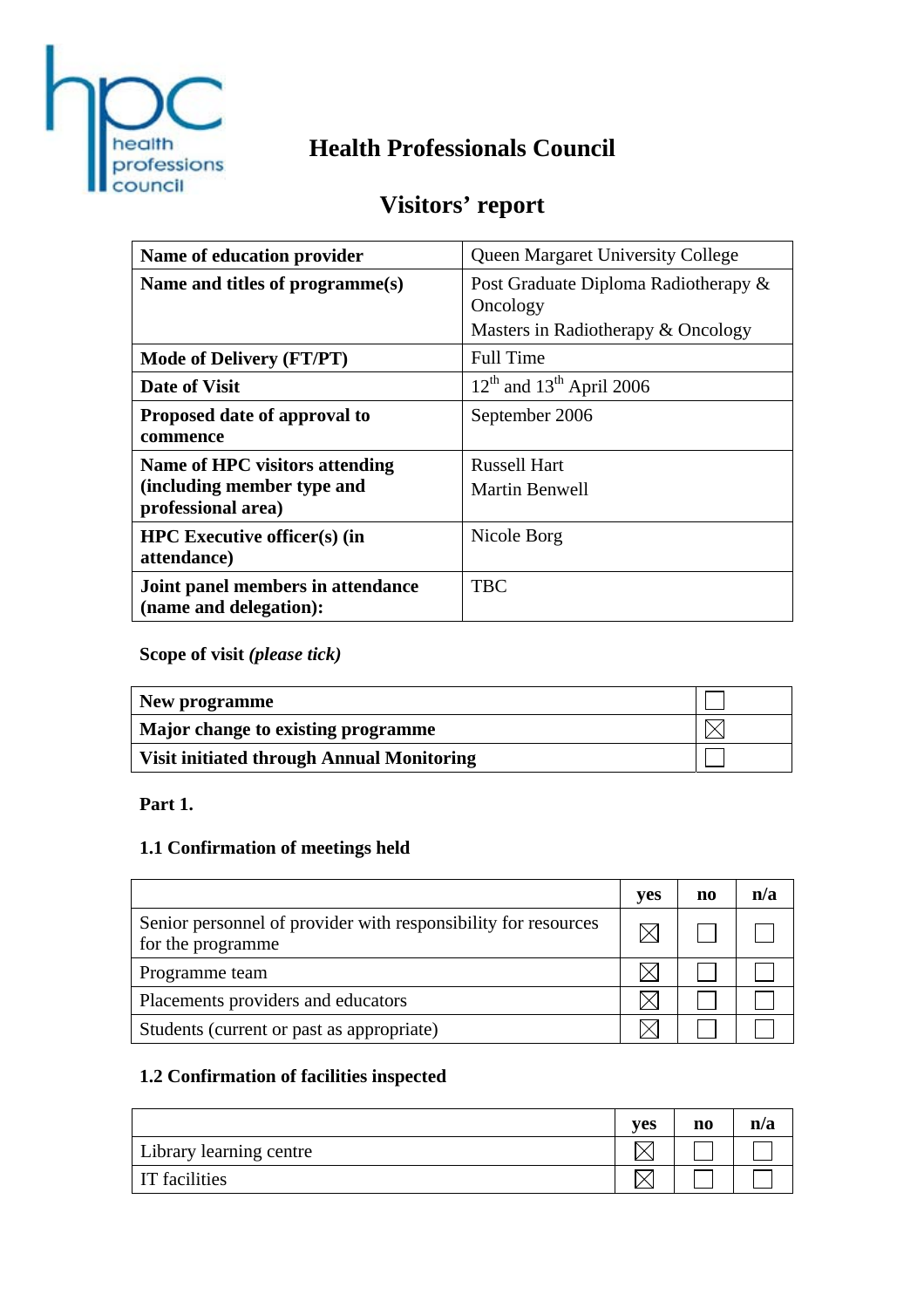# Health Professionals Council

## Visitors' report

| | |
|---|---|
| **Name of education provider** | Queen Margaret University College |
| **Name and titles of programme(s)** | Post Graduate Diploma Radiotherapy & Oncology<br>Masters in Radiotherapy & Oncology |
| **Mode of Delivery (FT/PT)** | Full Time |
| **Date of Visit** | 12th and 13th April 2006 |
| **Proposed date of approval to commence** | September 2006 |
| **Name of HPC visitors attending (including member type and professional area)** | Russell Hart<br>Martin Benwell |
| **HPC Executive officer(s) (in attendance)** | Nicole Borg |
| **Joint panel members in attendance (name and delegation):** | TBC |

**Scope of visit *(please tick)***

| | |
|---|---|
| **New programme** | ☐ |
| **Major change to existing programme** | ☒ |
| **Visit initiated through Annual Monitoring** | ☐ |

**Part 1.**

**1.1 Confirmation of meetings held**

| | yes | no | n/a |
|---|---|---|---|
| Senior personnel of provider with responsibility for resources for the programme | ☒ | ☐ | ☐ |
| Programme team | ☒ | ☐ | ☐ |
| Placements providers and educators | ☒ | ☐ | ☐ |
| Students (current or past as appropriate) | ☒ | ☐ | ☐ |

**1.2 Confirmation of facilities inspected**

| | yes | no | n/a |
|---|---|---|---|
| Library learning centre | ☒ | ☐ | ☐ |
| IT facilities | ☒ | ☐ | ☐ |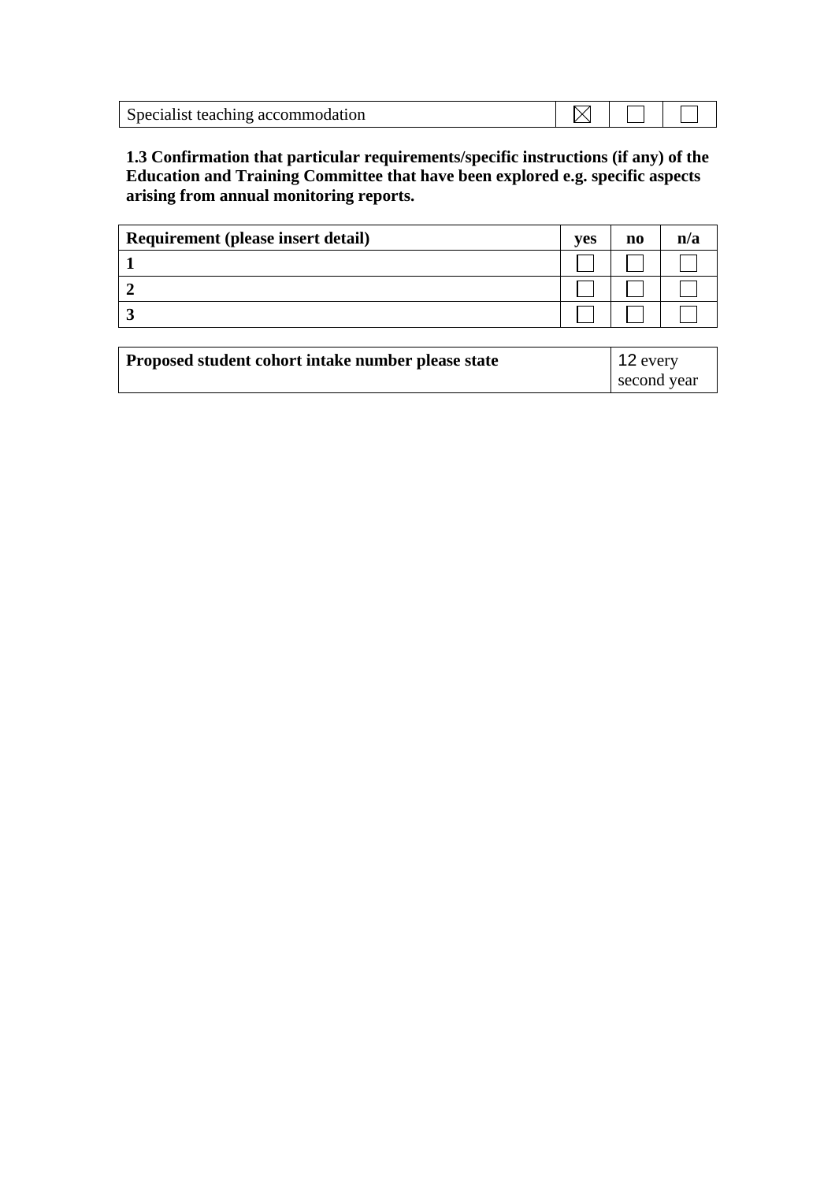| Specialist teaching accommodation | ☒ | ☐ | ☐ |
|---|---|---|---|

**1.3 Confirmation that particular requirements/specific instructions (if any) of the Education and Training Committee that have been explored e.g. specific aspects arising from annual monitoring reports.**

| Requirement (please insert detail) | yes | no | n/a |
|---|---|---|---|
| **1** | ☐ | ☐ | ☐ |
| **2** | ☐ | ☐ | ☐ |
| **3** | ☐ | ☐ | ☐ |

| **Proposed student cohort intake number please state** | 12 every second year |
|---|---|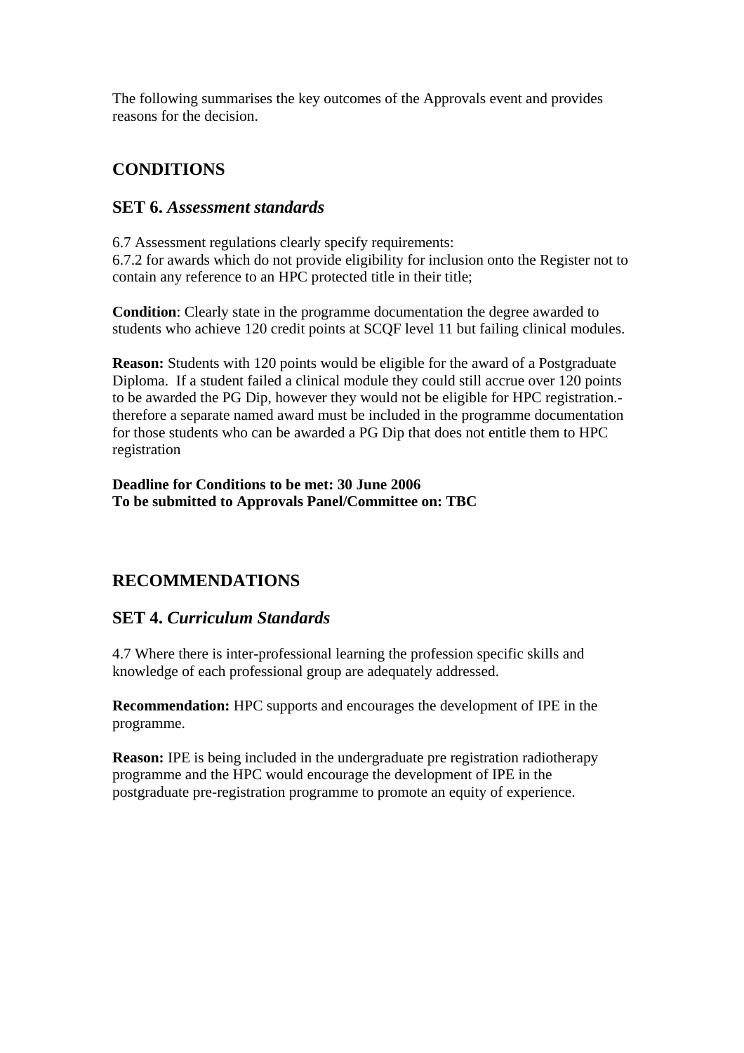The following summarises the key outcomes of the Approvals event and provides reasons for the decision.

## CONDITIONS

### SET 6. *Assessment standards*

6.7 Assessment regulations clearly specify requirements:
6.7.2 for awards which do not provide eligibility for inclusion onto the Register not to contain any reference to an HPC protected title in their title;

**Condition**: Clearly state in the programme documentation the degree awarded to students who achieve 120 credit points at SCQF level 11 but failing clinical modules.

**Reason:** Students with 120 points would be eligible for the award of a Postgraduate Diploma. If a student failed a clinical module they could still accrue over 120 points to be awarded the PG Dip, however they would not be eligible for HPC registration.- therefore a separate named award must be included in the programme documentation for those students who can be awarded a PG Dip that does not entitle them to HPC registration

**Deadline for Conditions to be met: 30 June 2006**
**To be submitted to Approvals Panel/Committee on: TBC**

## RECOMMENDATIONS

### SET 4. *Curriculum Standards*

4.7 Where there is inter-professional learning the profession specific skills and knowledge of each professional group are adequately addressed.

**Recommendation:** HPC supports and encourages the development of IPE in the programme.

**Reason:** IPE is being included in the undergraduate pre registration radiotherapy programme and the HPC would encourage the development of IPE in the postgraduate pre-registration programme to promote an equity of experience.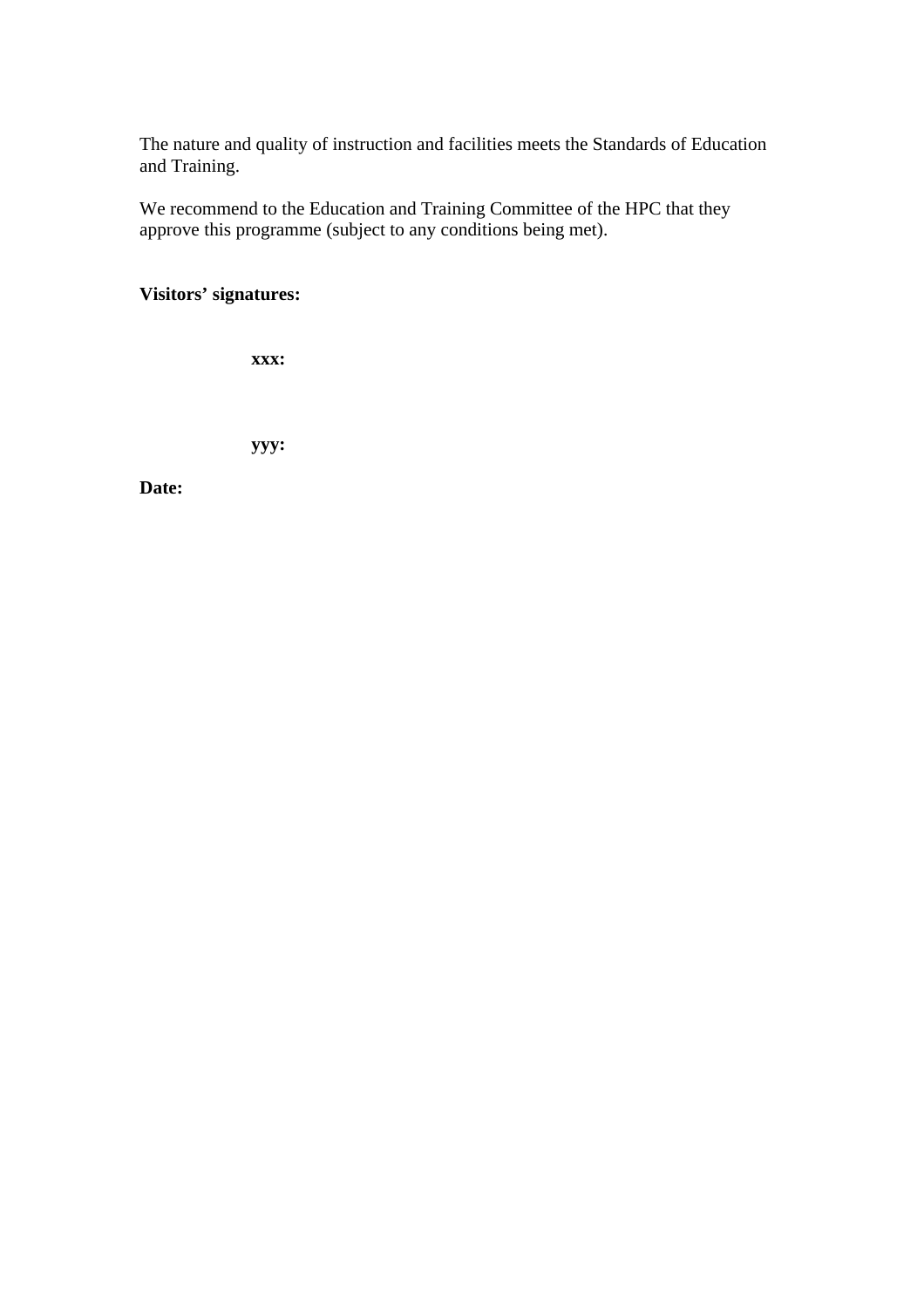The nature and quality of instruction and facilities meets the Standards of Education and Training.

We recommend to the Education and Training Committee of the HPC that they approve this programme (subject to any conditions being met).

**Visitors' signatures:**

**xxx:**

**yyy:**

**Date:**